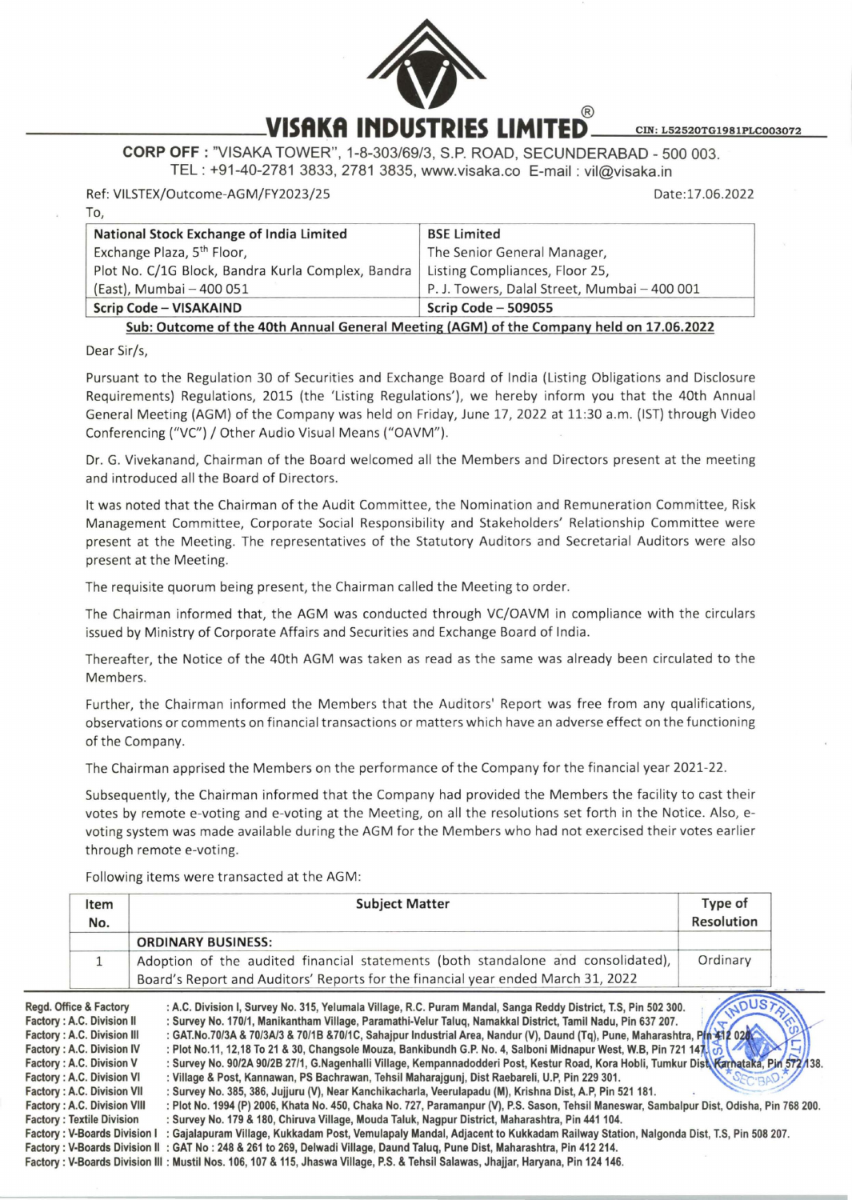# VISAKA INDUSTRIES LIMITED®

CIN: L52520TG1981PLC003072

**CORP OFF :** "VISAKA TOWER", 1-8-303/69/3, S.P. ROAD, SECUNDERABAD - 500 003.
TEL : +91-40-2781 3833, 2781 3835, www.visaka.co E-mail : vil@visaka.in

Ref: VILSTEX/Outcome-AGM/FY2023/25

Date:17.06.2022

To,

| **National Stock Exchange of India Limited** Exchange Plaza, 5th Floor, Plot No. C/1G Block, Bandra Kurla Complex, Bandra (East), Mumbai – 400 051 | **BSE Limited** The Senior General Manager, Listing Compliances, Floor 25, P. J. Towers, Dalal Street, Mumbai – 400 001 |
|---|---|
| **Scrip Code – VISAKAIND** | **Scrip Code – 509055** |

**Sub: Outcome of the 40th Annual General Meeting (AGM) of the Company held on 17.06.2022**

Dear Sir/s,

Pursuant to the Regulation 30 of Securities and Exchange Board of India (Listing Obligations and Disclosure Requirements) Regulations, 2015 (the 'Listing Regulations'), we hereby inform you that the 40th Annual General Meeting (AGM) of the Company was held on Friday, June 17, 2022 at 11:30 a.m. (IST) through Video Conferencing ("VC") / Other Audio Visual Means ("OAVM").

Dr. G. Vivekanand, Chairman of the Board welcomed all the Members and Directors present at the meeting and introduced all the Board of Directors.

It was noted that the Chairman of the Audit Committee, the Nomination and Remuneration Committee, Risk Management Committee, Corporate Social Responsibility and Stakeholders' Relationship Committee were present at the Meeting. The representatives of the Statutory Auditors and Secretarial Auditors were also present at the Meeting.

The requisite quorum being present, the Chairman called the Meeting to order.

The Chairman informed that, the AGM was conducted through VC/OAVM in compliance with the circulars issued by Ministry of Corporate Affairs and Securities and Exchange Board of India.

Thereafter, the Notice of the 40th AGM was taken as read as the same was already been circulated to the Members.

Further, the Chairman informed the Members that the Auditors' Report was free from any qualifications, observations or comments on financial transactions or matters which have an adverse effect on the functioning of the Company.

The Chairman apprised the Members on the performance of the Company for the financial year 2021-22.

Subsequently, the Chairman informed that the Company had provided the Members the facility to cast their votes by remote e-voting and e-voting at the Meeting, on all the resolutions set forth in the Notice. Also, e-voting system was made available during the AGM for the Members who had not exercised their votes earlier through remote e-voting.

Following items were transacted at the AGM:

| Item No. | Subject Matter | Type of Resolution |
|---|---|---|
| | **ORDINARY BUSINESS:** | |
| 1 | Adoption of the audited financial statements (both standalone and consolidated), Board's Report and Auditors' Reports for the financial year ended March 31, 2022 | Ordinary |

**Regd. Office & Factory** : A.C. Division I, Survey No. 315, Yelumala Village, R.C. Puram Mandal, Sanga Reddy District, T.S, Pin 502 300.
**Factory : A.C. Division II** : Survey No. 170/1, Manikantham Village, Paramathi-Velur Taluq, Namakkal District, Tamil Nadu, Pin 637 207.
**Factory : A.C. Division III** : GAT.No.70/3A & 70/3A/3 & 70/1B &70/1C, Sahajpur Industrial Area, Nandur (V), Daund (Tq), Pune, Maharashtra, Pin 412 020.
**Factory : A.C. Division IV** : Plot No.11, 12,18 To 21 & 30, Changsole Mouza, Bankibundh G.P. No. 4, Salboni Midnapur West, W.B, Pin 721 147.
**Factory : A.C. Division V** : Survey No. 90/2A 90/2B 27/1, G.Nagenhalli Village, Kempannadodderi Post, Kestur Road, Kora Hobli, Tumkur Dist, Karnataka, Pin 572 138.
**Factory : A.C. Division VI** : Village & Post, Kannawan, PS Bachrawan, Tehsil Maharajgunj, Dist Raebareli, U.P, Pin 229 301.
**Factory : A.C. Division VII** : Survey No. 385, 386, Jujjuru (V), Near Kanchikacharla, Veerulapadu (M), Krishna Dist, A.P, Pin 521 181.
**Factory : A.C. Division VIII** : Plot No. 1994 (P) 2006, Khata No. 450, Chaka No. 727, Paramanpur (V), P.S. Sason, Tehsil Maneswar, Sambalpur Dist, Odisha, Pin 768 200.
**Factory : Textile Division** : Survey No. 179 & 180, Chiruva Village, Mouda Taluk, Nagpur District, Maharashtra, Pin 441 104.
**Factory : V-Boards Division I** : Gajalapuram Village, Kukkadam Post, Vemulapaly Mandal, Adjacent to Kukkadam Railway Station, Nalgonda Dist, T.S, Pin 508 207.
**Factory : V-Boards Division II** : GAT No : 248 & 261 to 269, Delwadi Village, Daund Taluq, Pune Dist, Maharashtra, Pin 412 214.
**Factory : V-Boards Division III** : Mustil Nos. 106, 107 & 115, Jhaswa Village, P.S. & Tehsil Salawas, Jhajjar, Haryana, Pin 124 146.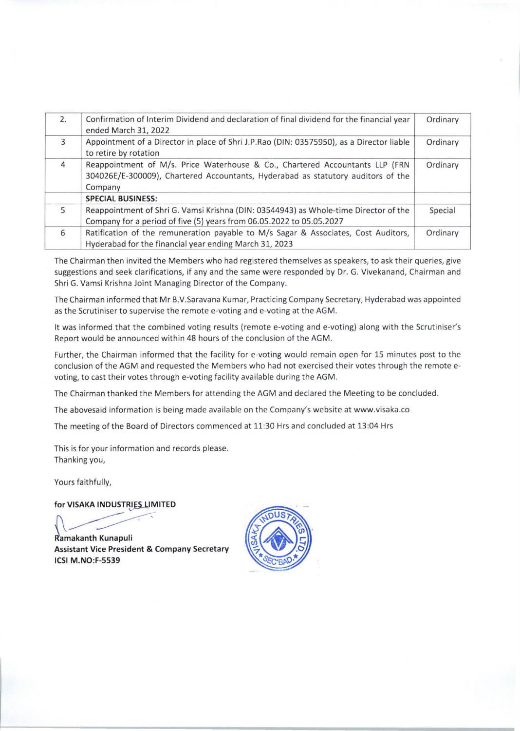| | | |
|---|---|---|
| 2. | Confirmation of Interim Dividend and declaration of final dividend for the financial year ended March 31, 2022 | Ordinary |
| 3 | Appointment of a Director in place of Shri J.P.Rao (DIN: 03575950), as a Director liable to retire by rotation | Ordinary |
| 4 | Reappointment of M/s. Price Waterhouse & Co., Chartered Accountants LLP (FRN 304026E/E-300009), Chartered Accountants, Hyderabad as statutory auditors of the Company | Ordinary |
| | **SPECIAL BUSINESS:** | |
| 5 | Reappointment of Shri G. Vamsi Krishna (DIN: 03544943) as Whole-time Director of the Company for a period of five (5) years from 06.05.2022 to 05.05.2027 | Special |
| 6 | Ratification of the remuneration payable to M/s Sagar & Associates, Cost Auditors, Hyderabad for the financial year ending March 31, 2023 | Ordinary |

The Chairman then invited the Members who had registered themselves as speakers, to ask their queries, give suggestions and seek clarifications, if any and the same were responded by Dr. G. Vivekanand, Chairman and Shri G. Vamsi Krishna Joint Managing Director of the Company.

The Chairman informed that Mr B.V.Saravana Kumar, Practicing Company Secretary, Hyderabad was appointed as the Scrutiniser to supervise the remote e-voting and e-voting at the AGM.

It was informed that the combined voting results (remote e-voting and e-voting) along with the Scrutiniser's Report would be announced within 48 hours of the conclusion of the AGM.

Further, the Chairman informed that the facility for e-voting would remain open for 15 minutes post to the conclusion of the AGM and requested the Members who had not exercised their votes through the remote e-voting, to cast their votes through e-voting facility available during the AGM.

The Chairman thanked the Members for attending the AGM and declared the Meeting to be concluded.

The abovesaid information is being made available on the Company's website at www.visaka.co

The meeting of the Board of Directors commenced at 11:30 Hrs and concluded at 13:04 Hrs

This is for your information and records please.
Thanking you,

Yours faithfully,

**for VISAKA INDUSTRIES LIMITED**

Ramakanth Kunapuli
**Assistant Vice President & Company Secretary**
**ICSI M.NO:F-5539**

VISAKA INDUSTRIES LTD. SEC'BAD